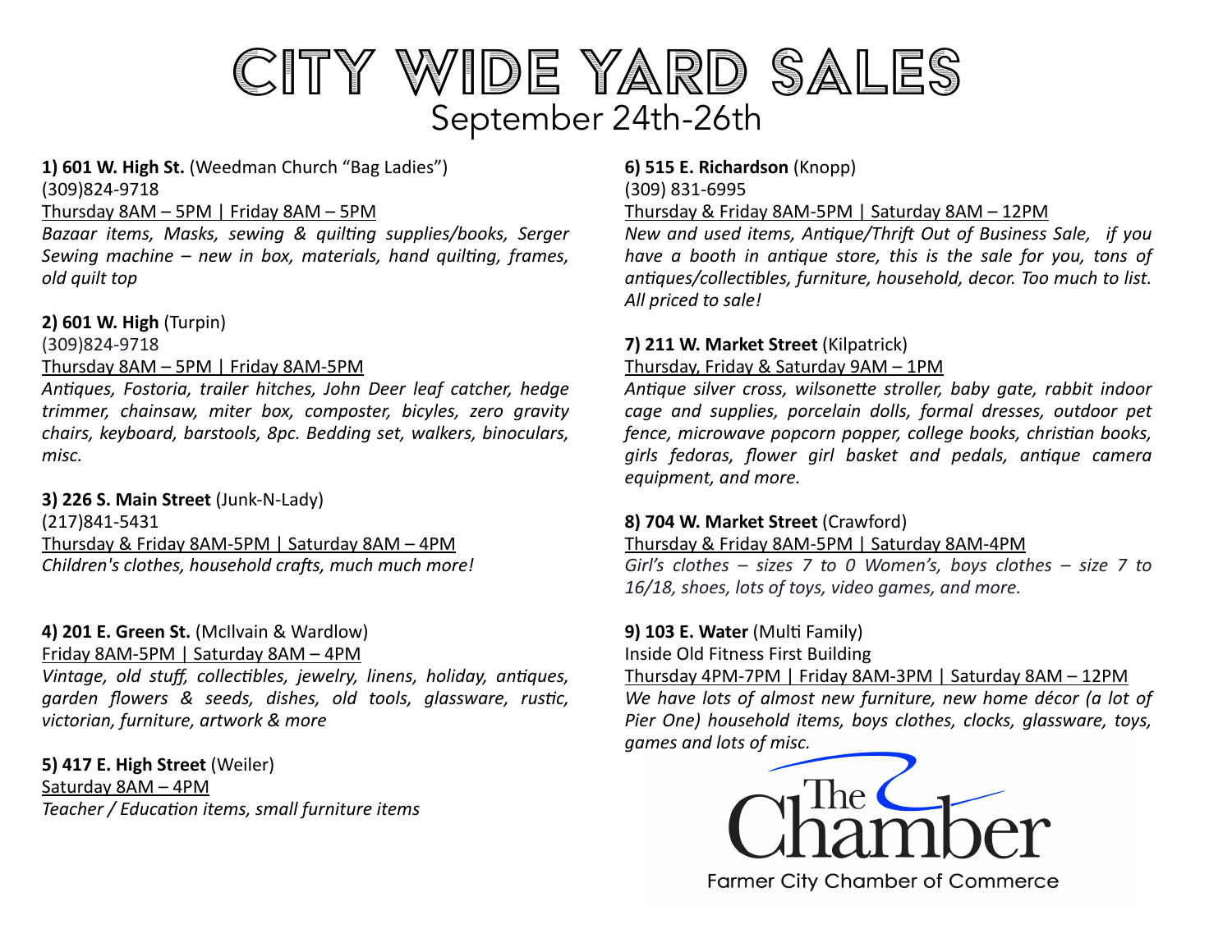# City Wide Yard Sales

## September 24th-26th

**1) 601 W. High St.** (Weedman Church "Bag Ladies")
(309)824-9718
Thursday 8AM – 5PM | Friday 8AM – 5PM
*Bazaar items, Masks, sewing & quilting supplies/books, Serger Sewing machine – new in box, materials, hand quilting, frames, old quilt top*

**2) 601 W. High** (Turpin)
(309)824-9718
Thursday 8AM – 5PM | Friday 8AM-5PM
*Antiques, Fostoria, trailer hitches, John Deer leaf catcher, hedge trimmer, chainsaw, miter box, composter, bicyles, zero gravity chairs, keyboard, barstools, 8pc. Bedding set, walkers, binoculars, misc.*

**3) 226 S. Main Street** (Junk-N-Lady)
(217)841-5431
Thursday & Friday 8AM-5PM | Saturday 8AM – 4PM
*Children's clothes, household crafts, much much more!*

**4) 201 E. Green St.** (McIlvain & Wardlow)
Friday 8AM-5PM | Saturday 8AM – 4PM
*Vintage, old stuff, collectibles, jewelry, linens, holiday, antiques, garden flowers & seeds, dishes, old tools, glassware, rustic, victorian, furniture, artwork & more*

**5) 417 E. High Street** (Weiler)
Saturday 8AM – 4PM
*Teacher / Education items, small furniture items*

**6) 515 E. Richardson** (Knopp)
(309) 831-6995
Thursday & Friday 8AM-5PM | Saturday 8AM – 12PM
*New and used items, Antique/Thrift Out of Business Sale, if you have a booth in antique store, this is the sale for you, tons of antiques/collectibles, furniture, household, decor. Too much to list. All priced to sale!*

**7) 211 W. Market Street** (Kilpatrick)
Thursday, Friday & Saturday 9AM – 1PM
*Antique silver cross, wilsonette stroller, baby gate, rabbit indoor cage and supplies, porcelain dolls, formal dresses, outdoor pet fence, microwave popcorn popper, college books, christian books, girls fedoras, flower girl basket and pedals, antique camera equipment, and more.*

**8) 704 W. Market Street** (Crawford)
Thursday & Friday 8AM-5PM | Saturday 8AM-4PM
*Girl's clothes – sizes 7 to 0 Women's, boys clothes – size 7 to 16/18, shoes, lots of toys, video games, and more.*

**9) 103 E. Water** (Multi Family)
Inside Old Fitness First Building
Thursday 4PM-7PM | Friday 8AM-3PM | Saturday 8AM – 12PM
*We have lots of almost new furniture, new home décor (a lot of Pier One) household items, boys clothes, clocks, glassware, toys, games and lots of misc.*

The Chamber
Farmer City Chamber of Commerce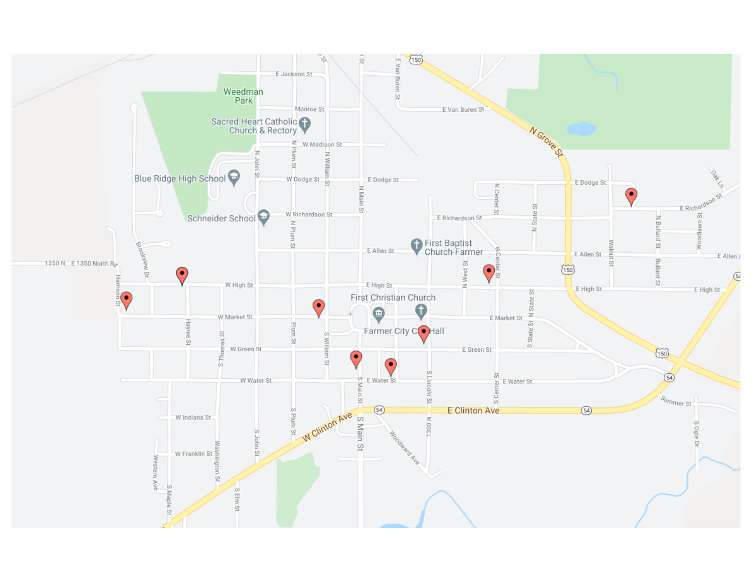E Jackson St

Weedman Park

Monroe St

Sacred Heart Catholic Church & Rectory

W Madison St

Blue Ridge High School

W Dodge St

E Dodge St

Schneider School

W Richardson St

E Richardson St

First Baptist Church-Farmer

E Allen St

1350 N

E 1350 North Rd

W High St

E High St

First Christian Church

W Market St

E Market St

Farmer City City Hall

W Green St

E Green St

W Water St

E Water St

W Indiana St

W Franklin St

W Clinton Ave

E Clinton Ave

N Grove St

E Van Buren St

E Van Buren St

E Dodge St

E Richardson St

E Allen St

E High St

Oak Ln

Summer St

S Ogle Dr

Woodward Ave

N John St

N Plum St

N William St

N Main St

S Main St

S William St

S Plum St

Plum St

S John St

S Thomas St

Haynie St

Harrison St

Brookview Dr

Washington St

Western Ave

S Maple St

S Elm St

S Lincoln St

N 300E

N West St

N Center St

S Center St

N State St

S State St

Walnut St

N Bullard St

Bullard St

Woodlawn St

150

54